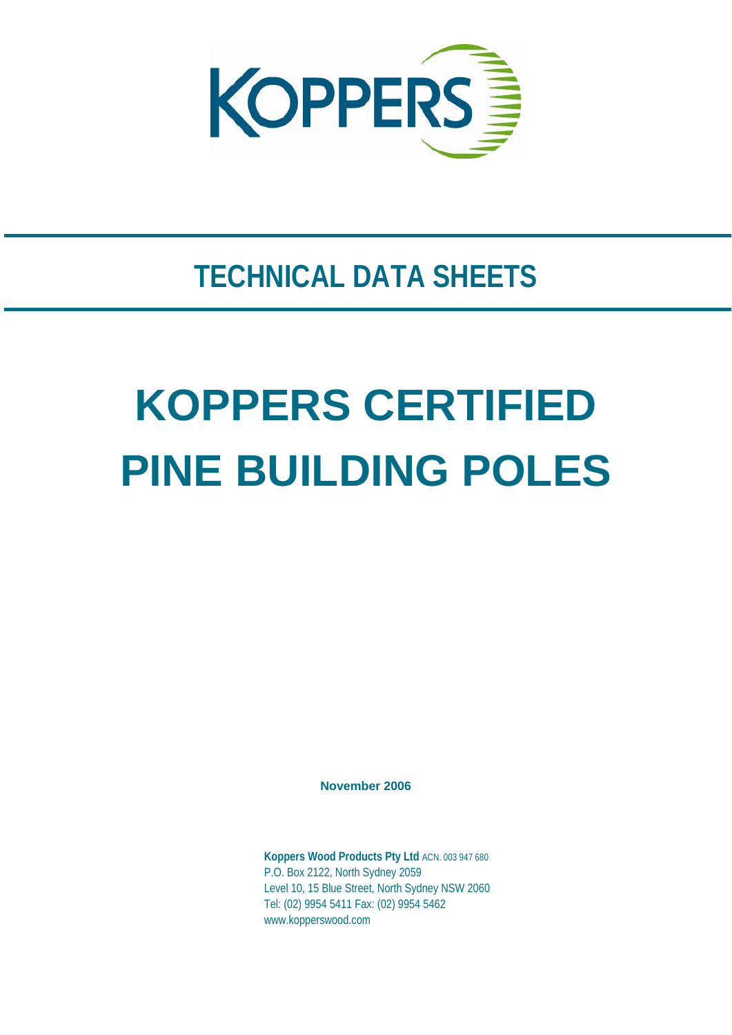KOPPERS

## TECHNICAL DATA SHEETS

# KOPPERS CERTIFIED PINE BUILDING POLES

**November 2006**

**Koppers Wood Products Pty Ltd** ACN. 003 947 680
P.O. Box 2122, North Sydney 2059
Level 10, 15 Blue Street, North Sydney NSW 2060
Tel: (02) 9954 5411 Fax: (02) 9954 5462
www.kopperswood.com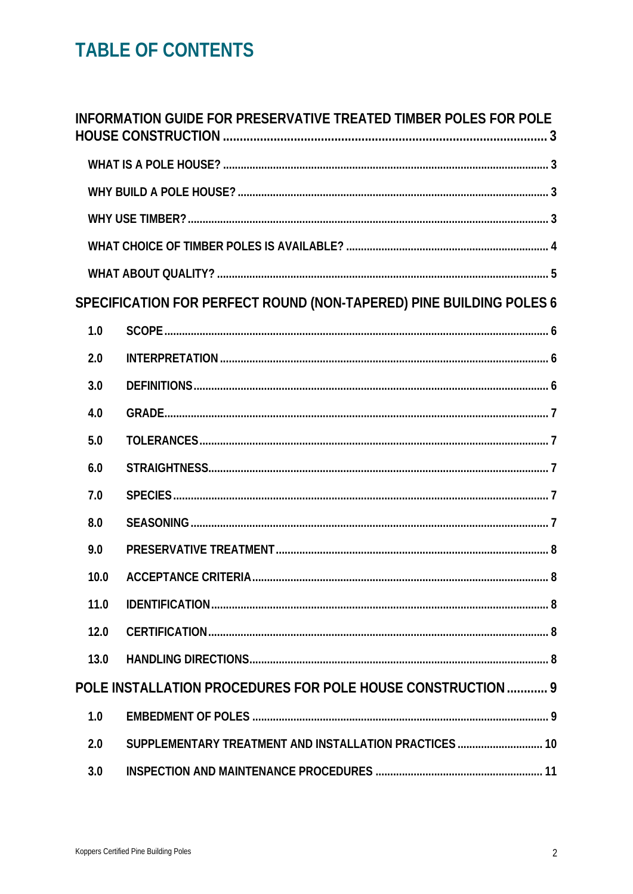# TABLE OF CONTENTS

**INFORMATION GUIDE FOR PRESERVATIVE TREATED TIMBER POLES FOR POLE HOUSE CONSTRUCTION** ........ 3

- WHAT IS A POLE HOUSE? ........ 3
- WHY BUILD A POLE HOUSE? ........ 3
- WHY USE TIMBER? ........ 3
- WHAT CHOICE OF TIMBER POLES IS AVAILABLE? ........ 4
- WHAT ABOUT QUALITY? ........ 5

**SPECIFICATION FOR PERFECT ROUND (NON-TAPERED) PINE BUILDING POLES** 6

- 1.0 SCOPE ........ 6
- 2.0 INTERPRETATION ........ 6
- 3.0 DEFINITIONS ........ 6
- 4.0 GRADE ........ 7
- 5.0 TOLERANCES ........ 7
- 6.0 STRAIGHTNESS ........ 7
- 7.0 SPECIES ........ 7
- 8.0 SEASONING ........ 7
- 9.0 PRESERVATIVE TREATMENT ........ 8
- 10.0 ACCEPTANCE CRITERIA ........ 8
- 11.0 IDENTIFICATION ........ 8
- 12.0 CERTIFICATION ........ 8
- 13.0 HANDLING DIRECTIONS ........ 8

**POLE INSTALLATION PROCEDURES FOR POLE HOUSE CONSTRUCTION** ........ 9

- 1.0 EMBEDMENT OF POLES ........ 9
- 2.0 SUPPLEMENTARY TREATMENT AND INSTALLATION PRACTICES ........ 10
- 3.0 INSPECTION AND MAINTENANCE PROCEDURES ........ 11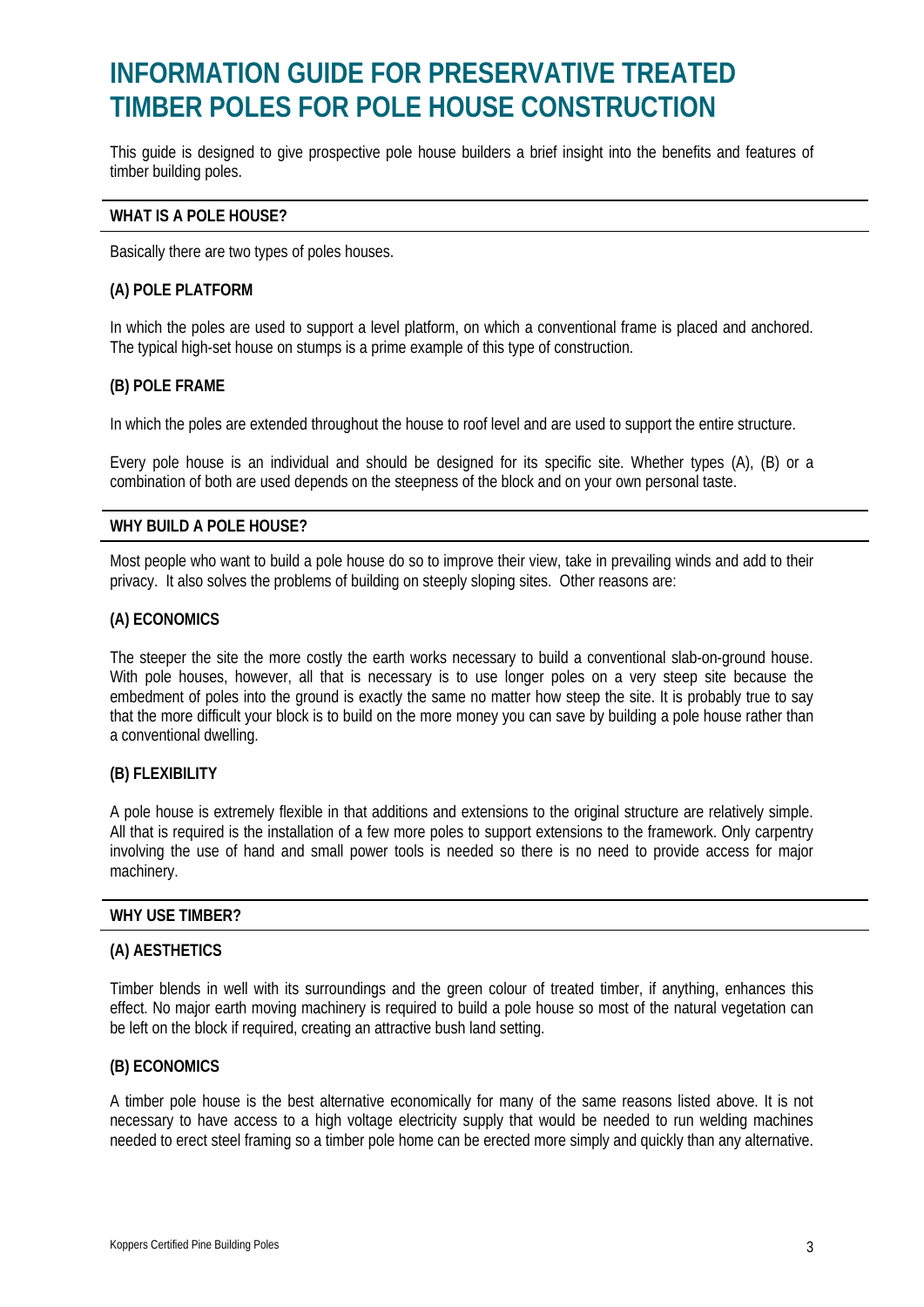# INFORMATION GUIDE FOR PRESERVATIVE TREATED TIMBER POLES FOR POLE HOUSE CONSTRUCTION

This guide is designed to give prospective pole house builders a brief insight into the benefits and features of timber building poles.

## WHAT IS A POLE HOUSE?

Basically there are two types of poles houses.

### (A) POLE PLATFORM

In which the poles are used to support a level platform, on which a conventional frame is placed and anchored. The typical high-set house on stumps is a prime example of this type of construction.

### (B) POLE FRAME

In which the poles are extended throughout the house to roof level and are used to support the entire structure.

Every pole house is an individual and should be designed for its specific site. Whether types (A), (B) or a combination of both are used depends on the steepness of the block and on your own personal taste.

## WHY BUILD A POLE HOUSE?

Most people who want to build a pole house do so to improve their view, take in prevailing winds and add to their privacy. It also solves the problems of building on steeply sloping sites. Other reasons are:

### (A) ECONOMICS

The steeper the site the more costly the earth works necessary to build a conventional slab-on-ground house. With pole houses, however, all that is necessary is to use longer poles on a very steep site because the embedment of poles into the ground is exactly the same no matter how steep the site. It is probably true to say that the more difficult your block is to build on the more money you can save by building a pole house rather than a conventional dwelling.

### (B) FLEXIBILITY

A pole house is extremely flexible in that additions and extensions to the original structure are relatively simple. All that is required is the installation of a few more poles to support extensions to the framework. Only carpentry involving the use of hand and small power tools is needed so there is no need to provide access for major machinery.

## WHY USE TIMBER?

### (A) AESTHETICS

Timber blends in well with its surroundings and the green colour of treated timber, if anything, enhances this effect. No major earth moving machinery is required to build a pole house so most of the natural vegetation can be left on the block if required, creating an attractive bush land setting.

### (B) ECONOMICS

A timber pole house is the best alternative economically for many of the same reasons listed above. It is not necessary to have access to a high voltage electricity supply that would be needed to run welding machines needed to erect steel framing so a timber pole home can be erected more simply and quickly than any alternative.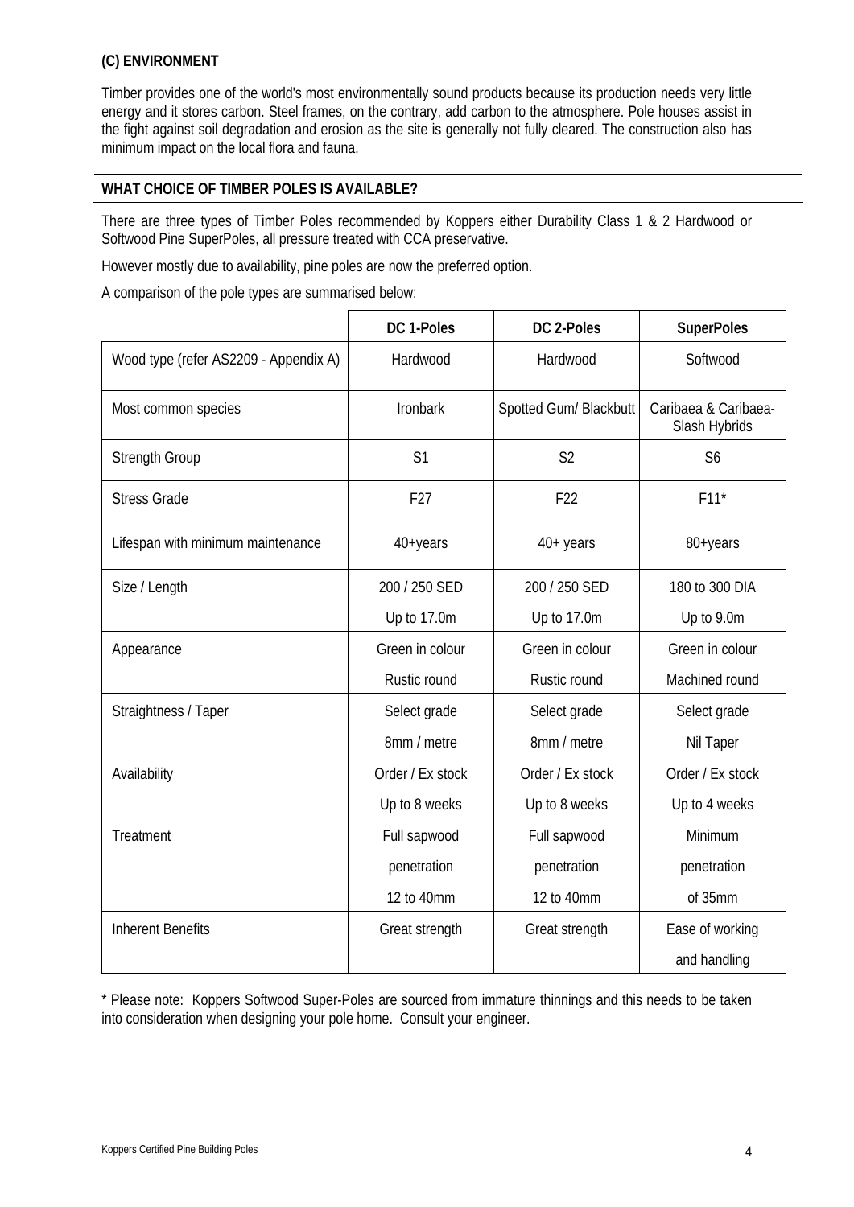### (C) ENVIRONMENT

Timber provides one of the world's most environmentally sound products because its production needs very little energy and it stores carbon. Steel frames, on the contrary, add carbon to the atmosphere. Pole houses assist in the fight against soil degradation and erosion as the site is generally not fully cleared. The construction also has minimum impact on the local flora and fauna.

### WHAT CHOICE OF TIMBER POLES IS AVAILABLE?

There are three types of Timber Poles recommended by Koppers either Durability Class 1 & 2 Hardwood or Softwood Pine SuperPoles, all pressure treated with CCA preservative.

However mostly due to availability, pine poles are now the preferred option.

A comparison of the pole types are summarised below:

| | DC 1-Poles | DC 2-Poles | SuperPoles |
|---|---|---|---|
| Wood type (refer AS2209 - Appendix A) | Hardwood | Hardwood | Softwood |
| Most common species | Ironbark | Spotted Gum/ Blackbutt | Caribaea & Caribaea-Slash Hybrids |
| Strength Group | S1 | S2 | S6 |
| Stress Grade | F27 | F22 | F11* |
| Lifespan with minimum maintenance | 40+years | 40+ years | 80+years |
| Size / Length | 200 / 250 SED<br>Up to 17.0m | 200 / 250 SED<br>Up to 17.0m | 180 to 300 DIA<br>Up to 9.0m |
| Appearance | Green in colour<br>Rustic round | Green in colour<br>Rustic round | Green in colour<br>Machined round |
| Straightness / Taper | Select grade<br>8mm / metre | Select grade<br>8mm / metre | Select grade<br>Nil Taper |
| Availability | Order / Ex stock<br>Up to 8 weeks | Order / Ex stock<br>Up to 8 weeks | Order / Ex stock<br>Up to 4 weeks |
| Treatment | Full sapwood<br>penetration<br>12 to 40mm | Full sapwood<br>penetration<br>12 to 40mm | Minimum<br>penetration<br>of 35mm |
| Inherent Benefits | Great strength | Great strength | Ease of working<br>and handling |

* Please note: Koppers Softwood Super-Poles are sourced from immature thinnings and this needs to be taken into consideration when designing your pole home. Consult your engineer.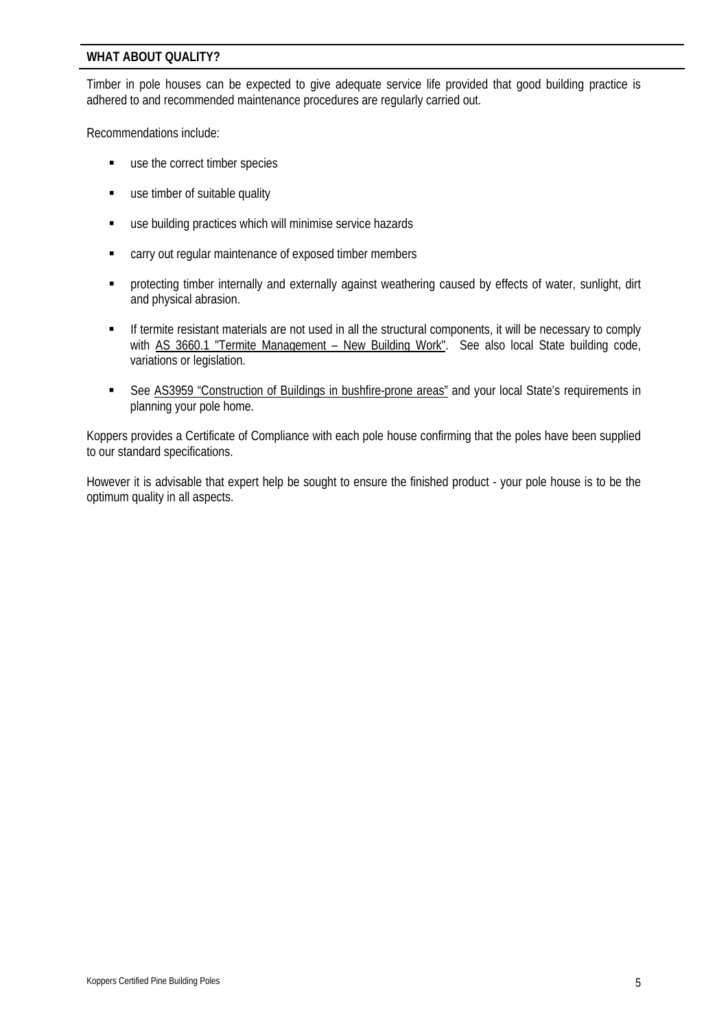## WHAT ABOUT QUALITY?

Timber in pole houses can be expected to give adequate service life provided that good building practice is adhered to and recommended maintenance procedures are regularly carried out.

Recommendations include:

- use the correct timber species
- use timber of suitable quality
- use building practices which will minimise service hazards
- carry out regular maintenance of exposed timber members
- protecting timber internally and externally against weathering caused by effects of water, sunlight, dirt and physical abrasion.
- If termite resistant materials are not used in all the structural components, it will be necessary to comply with AS 3660.1 "Termite Management – New Building Work". See also local State building code, variations or legislation.
- See AS3959 "Construction of Buildings in bushfire-prone areas" and your local State's requirements in planning your pole home.

Koppers provides a Certificate of Compliance with each pole house confirming that the poles have been supplied to our standard specifications.

However it is advisable that expert help be sought to ensure the finished product - your pole house is to be the optimum quality in all aspects.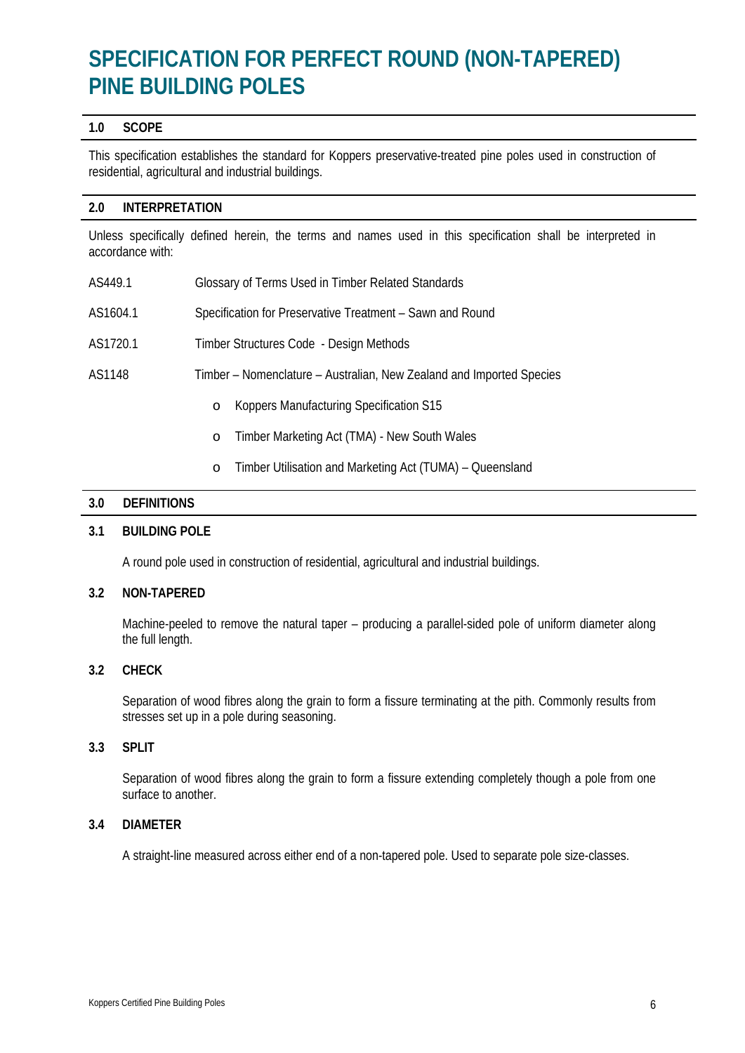# SPECIFICATION FOR PERFECT ROUND (NON-TAPERED) PINE BUILDING POLES

## 1.0 SCOPE

This specification establishes the standard for Koppers preservative-treated pine poles used in construction of residential, agricultural and industrial buildings.

## 2.0 INTERPRETATION

Unless specifically defined herein, the terms and names used in this specification shall be interpreted in accordance with:

| | |
|---|---|
| AS449.1 | Glossary of Terms Used in Timber Related Standards |
| AS1604.1 | Specification for Preservative Treatment – Sawn and Round |
| AS1720.1 | Timber Structures Code - Design Methods |
| AS1148 | Timber – Nomenclature – Australian, New Zealand and Imported Species |

- Koppers Manufacturing Specification S15
- Timber Marketing Act (TMA) - New South Wales
- Timber Utilisation and Marketing Act (TUMA) – Queensland

## 3.0 DEFINITIONS

### 3.1 BUILDING POLE

A round pole used in construction of residential, agricultural and industrial buildings.

### 3.2 NON-TAPERED

Machine-peeled to remove the natural taper – producing a parallel-sided pole of uniform diameter along the full length.

### 3.2 CHECK

Separation of wood fibres along the grain to form a fissure terminating at the pith. Commonly results from stresses set up in a pole during seasoning.

### 3.3 SPLIT

Separation of wood fibres along the grain to form a fissure extending completely though a pole from one surface to another.

### 3.4 DIAMETER

A straight-line measured across either end of a non-tapered pole. Used to separate pole size-classes.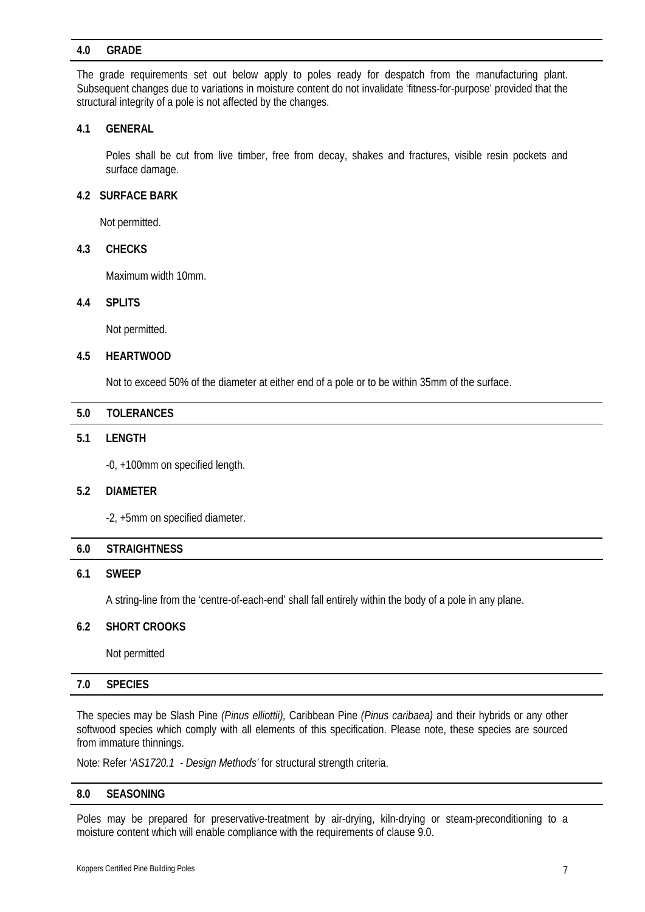## 4.0 GRADE

The grade requirements set out below apply to poles ready for despatch from the manufacturing plant. Subsequent changes due to variations in moisture content do not invalidate 'fitness-for-purpose' provided that the structural integrity of a pole is not affected by the changes.

### 4.1 GENERAL

Poles shall be cut from live timber, free from decay, shakes and fractures, visible resin pockets and surface damage.

### 4.2 SURFACE BARK

Not permitted.

### 4.3 CHECKS

Maximum width 10mm.

### 4.4 SPLITS

Not permitted.

### 4.5 HEARTWOOD

Not to exceed 50% of the diameter at either end of a pole or to be within 35mm of the surface.

## 5.0 TOLERANCES

### 5.1 LENGTH

-0, +100mm on specified length.

### 5.2 DIAMETER

-2, +5mm on specified diameter.

## 6.0 STRAIGHTNESS

### 6.1 SWEEP

A string-line from the 'centre-of-each-end' shall fall entirely within the body of a pole in any plane.

### 6.2 SHORT CROOKS

Not permitted

## 7.0 SPECIES

The species may be Slash Pine *(Pinus elliottii),* Caribbean Pine *(Pinus caribaea)* and their hybrids or any other softwood species which comply with all elements of this specification. Please note, these species are sourced from immature thinnings.

Note: Refer '*AS1720.1 - Design Methods'* for structural strength criteria.

## 8.0 SEASONING

Poles may be prepared for preservative-treatment by air-drying, kiln-drying or steam-preconditioning to a moisture content which will enable compliance with the requirements of clause 9.0.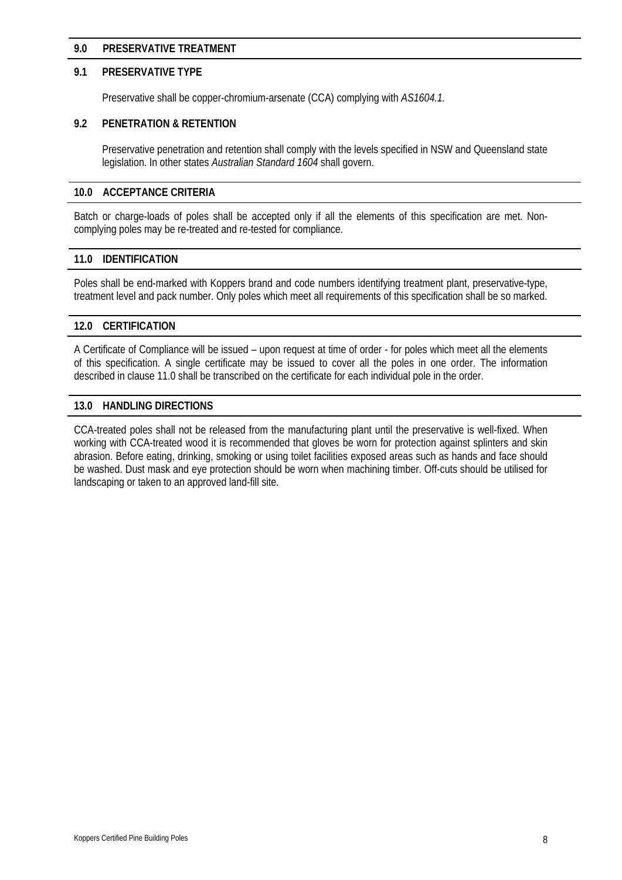## 9.0 PRESERVATIVE TREATMENT

### 9.1 PRESERVATIVE TYPE

Preservative shall be copper-chromium-arsenate (CCA) complying with *AS1604.1.*

### 9.2 PENETRATION & RETENTION

Preservative penetration and retention shall comply with the levels specified in NSW and Queensland state legislation. In other states *Australian Standard 1604* shall govern.

## 10.0 ACCEPTANCE CRITERIA

Batch or charge-loads of poles shall be accepted only if all the elements of this specification are met. Non-complying poles may be re-treated and re-tested for compliance.

## 11.0 IDENTIFICATION

Poles shall be end-marked with Koppers brand and code numbers identifying treatment plant, preservative-type, treatment level and pack number. Only poles which meet all requirements of this specification shall be so marked.

## 12.0 CERTIFICATION

A Certificate of Compliance will be issued – upon request at time of order - for poles which meet all the elements of this specification. A single certificate may be issued to cover all the poles in one order. The information described in clause 11.0 shall be transcribed on the certificate for each individual pole in the order.

## 13.0 HANDLING DIRECTIONS

CCA-treated poles shall not be released from the manufacturing plant until the preservative is well-fixed. When working with CCA-treated wood it is recommended that gloves be worn for protection against splinters and skin abrasion. Before eating, drinking, smoking or using toilet facilities exposed areas such as hands and face should be washed. Dust mask and eye protection should be worn when machining timber. Off-cuts should be utilised for landscaping or taken to an approved land-fill site.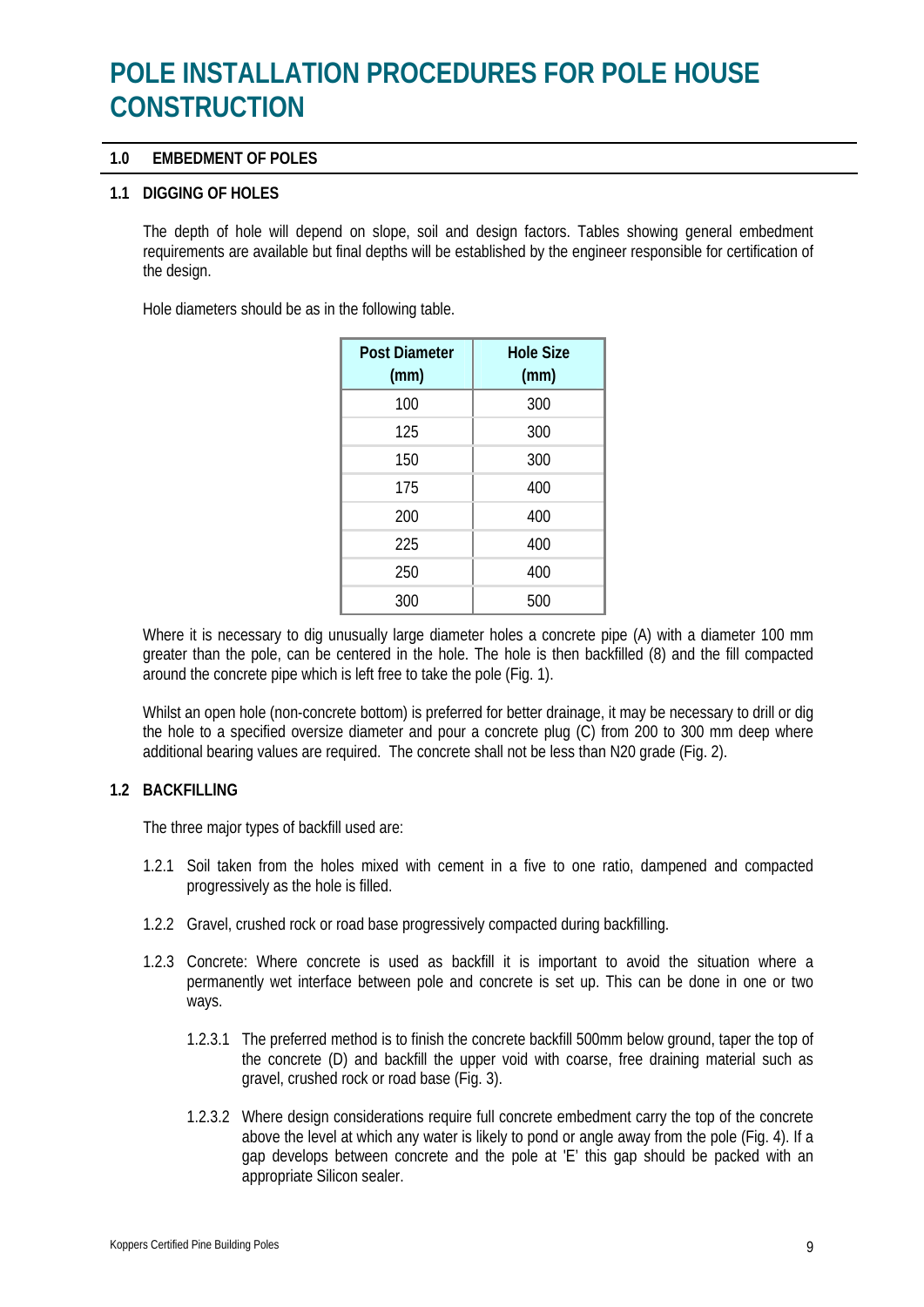# POLE INSTALLATION PROCEDURES FOR POLE HOUSE CONSTRUCTION

## 1.0 EMBEDMENT OF POLES

### 1.1 DIGGING OF HOLES

The depth of hole will depend on slope, soil and design factors. Tables showing general embedment requirements are available but final depths will be established by the engineer responsible for certification of the design.

Hole diameters should be as in the following table.

| Post Diameter (mm) | Hole Size (mm) |
|---|---|
| 100 | 300 |
| 125 | 300 |
| 150 | 300 |
| 175 | 400 |
| 200 | 400 |
| 225 | 400 |
| 250 | 400 |
| 300 | 500 |

Where it is necessary to dig unusually large diameter holes a concrete pipe (A) with a diameter 100 mm greater than the pole, can be centered in the hole. The hole is then backfilled (8) and the fill compacted around the concrete pipe which is left free to take the pole (Fig. 1).

Whilst an open hole (non-concrete bottom) is preferred for better drainage, it may be necessary to drill or dig the hole to a specified oversize diameter and pour a concrete plug (C) from 200 to 300 mm deep where additional bearing values are required. The concrete shall not be less than N20 grade (Fig. 2).

### 1.2 BACKFILLING

The three major types of backfill used are:

1.2.1 Soil taken from the holes mixed with cement in a five to one ratio, dampened and compacted progressively as the hole is filled.

1.2.2 Gravel, crushed rock or road base progressively compacted during backfilling.

1.2.3 Concrete: Where concrete is used as backfill it is important to avoid the situation where a permanently wet interface between pole and concrete is set up. This can be done in one or two ways.

1.2.3.1 The preferred method is to finish the concrete backfill 500mm below ground, taper the top of the concrete (D) and backfill the upper void with coarse, free draining material such as gravel, crushed rock or road base (Fig. 3).

1.2.3.2 Where design considerations require full concrete embedment carry the top of the concrete above the level at which any water is likely to pond or angle away from the pole (Fig. 4). If a gap develops between concrete and the pole at 'E' this gap should be packed with an appropriate Silicon sealer.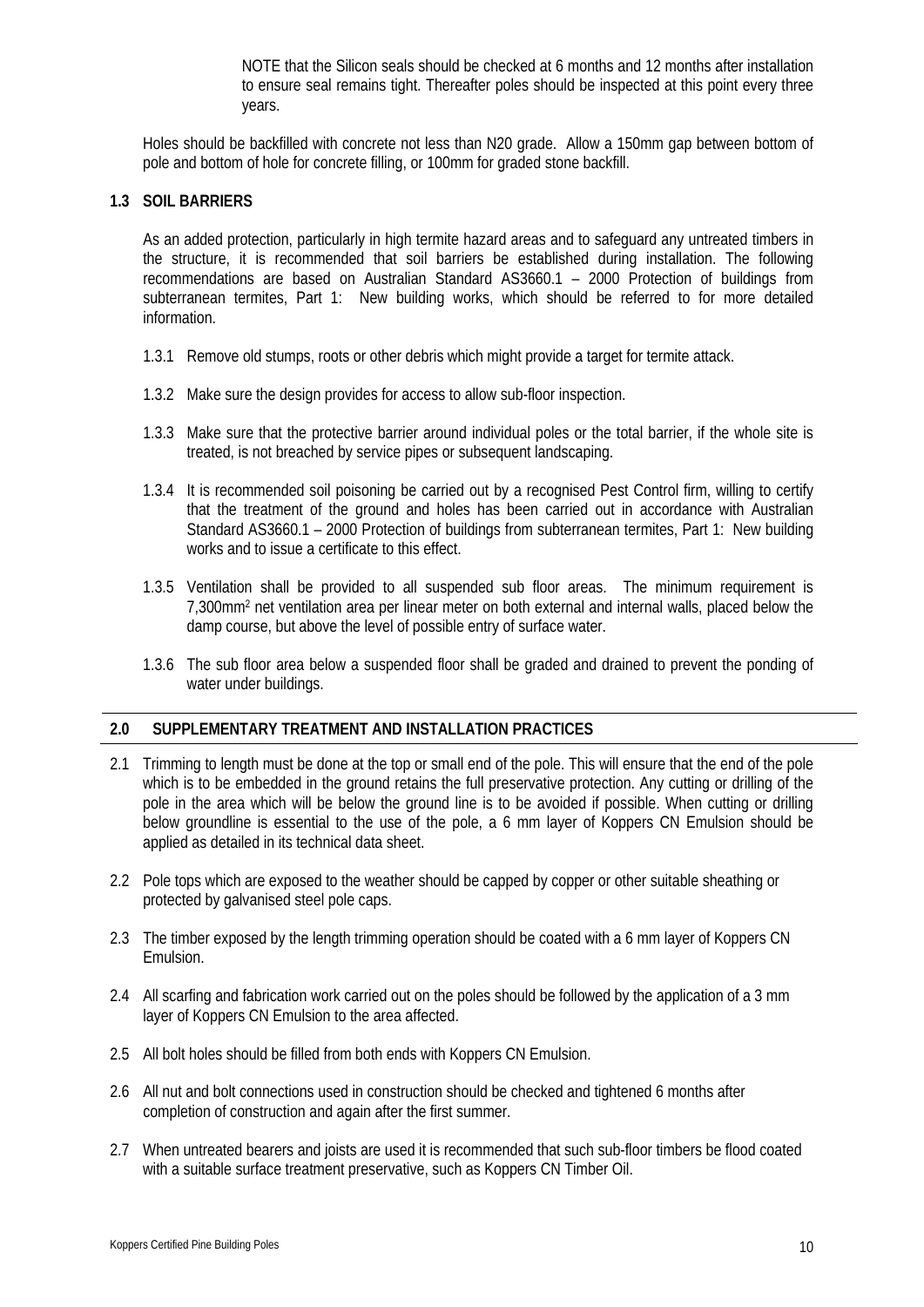NOTE that the Silicon seals should be checked at 6 months and 12 months after installation to ensure seal remains tight. Thereafter poles should be inspected at this point every three years.

Holes should be backfilled with concrete not less than N20 grade. Allow a 150mm gap between bottom of pole and bottom of hole for concrete filling, or 100mm for graded stone backfill.

### 1.3 SOIL BARRIERS

As an added protection, particularly in high termite hazard areas and to safeguard any untreated timbers in the structure, it is recommended that soil barriers be established during installation. The following recommendations are based on Australian Standard AS3660.1 – 2000 Protection of buildings from subterranean termites, Part 1: New building works, which should be referred to for more detailed information.

1.3.1 Remove old stumps, roots or other debris which might provide a target for termite attack.

1.3.2 Make sure the design provides for access to allow sub-floor inspection.

1.3.3 Make sure that the protective barrier around individual poles or the total barrier, if the whole site is treated, is not breached by service pipes or subsequent landscaping.

1.3.4 It is recommended soil poisoning be carried out by a recognised Pest Control firm, willing to certify that the treatment of the ground and holes has been carried out in accordance with Australian Standard AS3660.1 – 2000 Protection of buildings from subterranean termites, Part 1: New building works and to issue a certificate to this effect.

1.3.5 Ventilation shall be provided to all suspended sub floor areas. The minimum requirement is 7,300mm$^2$ net ventilation area per linear meter on both external and internal walls, placed below the damp course, but above the level of possible entry of surface water.

1.3.6 The sub floor area below a suspended floor shall be graded and drained to prevent the ponding of water under buildings.

## 2.0 SUPPLEMENTARY TREATMENT AND INSTALLATION PRACTICES

2.1 Trimming to length must be done at the top or small end of the pole. This will ensure that the end of the pole which is to be embedded in the ground retains the full preservative protection. Any cutting or drilling of the pole in the area which will be below the ground line is to be avoided if possible. When cutting or drilling below groundline is essential to the use of the pole, a 6 mm layer of Koppers CN Emulsion should be applied as detailed in its technical data sheet.

2.2 Pole tops which are exposed to the weather should be capped by copper or other suitable sheathing or protected by galvanised steel pole caps.

2.3 The timber exposed by the length trimming operation should be coated with a 6 mm layer of Koppers CN Emulsion.

2.4 All scarfing and fabrication work carried out on the poles should be followed by the application of a 3 mm layer of Koppers CN Emulsion to the area affected.

2.5 All bolt holes should be filled from both ends with Koppers CN Emulsion.

2.6 All nut and bolt connections used in construction should be checked and tightened 6 months after completion of construction and again after the first summer.

2.7 When untreated bearers and joists are used it is recommended that such sub-floor timbers be flood coated with a suitable surface treatment preservative, such as Koppers CN Timber Oil.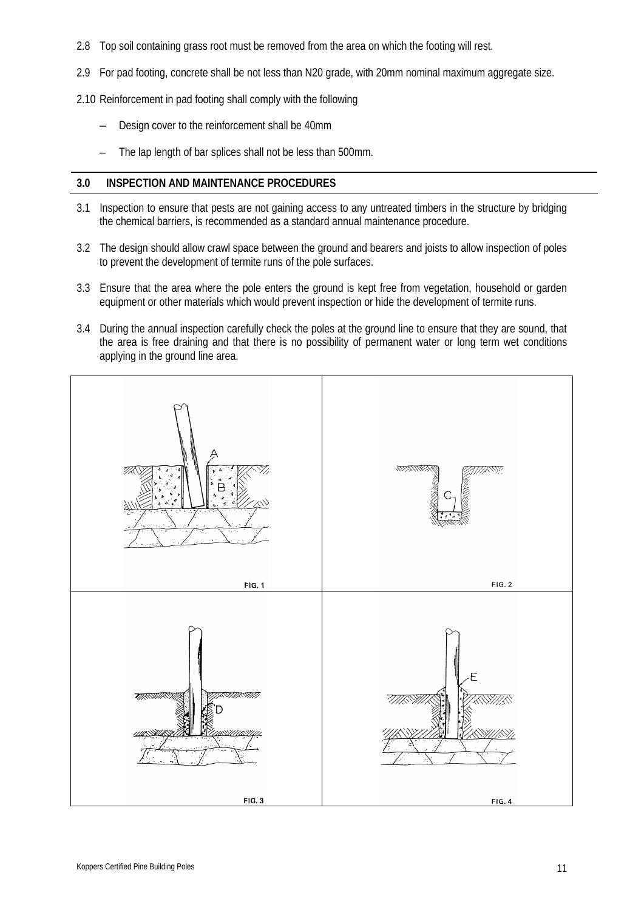2.8 Top soil containing grass root must be removed from the area on which the footing will rest.

2.9 For pad footing, concrete shall be not less than N20 grade, with 20mm nominal maximum aggregate size.

2.10 Reinforcement in pad footing shall comply with the following

- Design cover to the reinforcement shall be 40mm
- The lap length of bar splices shall not be less than 500mm.

## 3.0 INSPECTION AND MAINTENANCE PROCEDURES

3.1 Inspection to ensure that pests are not gaining access to any untreated timbers in the structure by bridging the chemical barriers, is recommended as a standard annual maintenance procedure.

3.2 The design should allow crawl space between the ground and bearers and joists to allow inspection of poles to prevent the development of termite runs of the pole surfaces.

3.3 Ensure that the area where the pole enters the ground is kept free from vegetation, household or garden equipment or other materials which would prevent inspection or hide the development of termite runs.

3.4 During the annual inspection carefully check the poles at the ground line to ensure that they are sound, that the area is free draining and that there is no possibility of permanent water or long term wet conditions applying in the ground line area.

FIG. 1

FIG. 2

FIG. 3

FIG. 4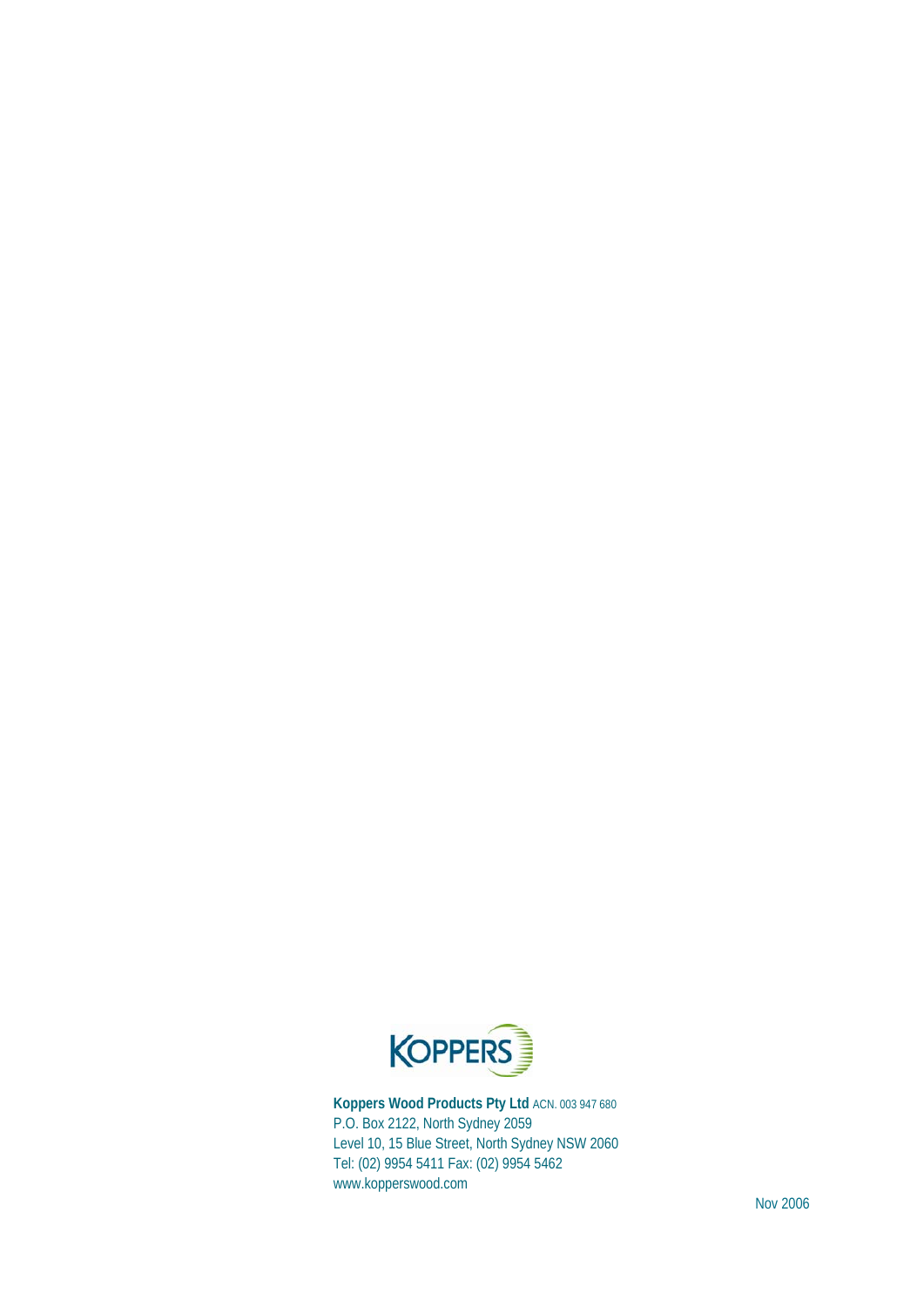KOPPERS

**Koppers Wood Products Pty Ltd** ACN. 003 947 680
P.O. Box 2122, North Sydney 2059
Level 10, 15 Blue Street, North Sydney NSW 2060
Tel: (02) 9954 5411 Fax: (02) 9954 5462
www.kopperswood.com

Nov 2006